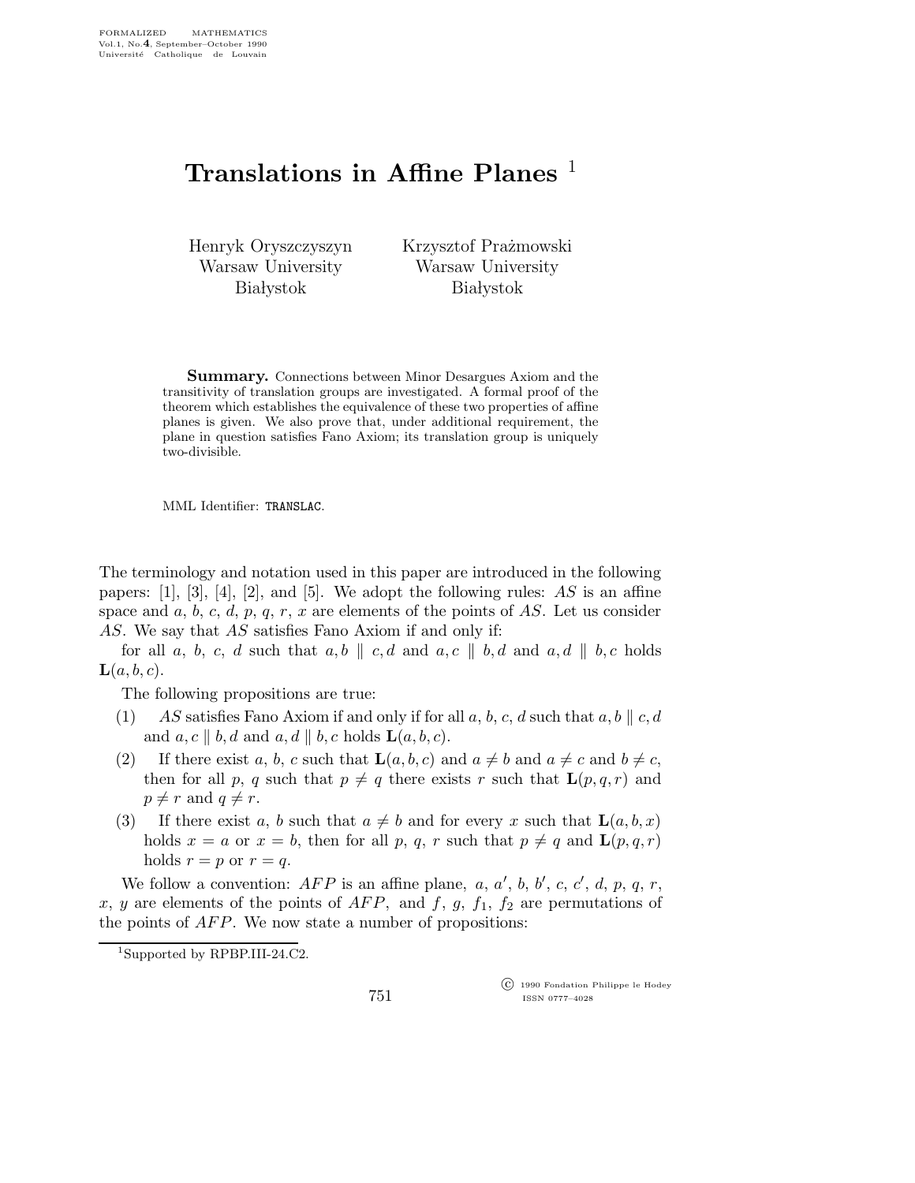# Translations in Affine Planes [1]

Henryk Oryszczyszyn  
Warsaw University  
Białystok

Krzysztof Prażmowski  
Warsaw University  
Białystok

**Summary.** Connections between Minor Desargues Axiom and the transitivity of translation groups are investigated. A formal proof of the theorem which establishes the equivalence of these two properties of affine planes is given. We also prove that, under additional requirement, the plane in question satisfies Fano Axiom; its translation group is uniquely two-divisible.

MML Identifier: TRANSLAC.

The terminology and notation used in this paper are introduced in the following papers: [1], [3], [4], [2], and [5]. We adopt the following rules: $AS$ is an affine space and $a$, $b$, $c$, $d$, $p$, $q$, $r$, $x$ are elements of the points of $AS$. Let us consider $AS$. We say that $AS$ satisfies Fano Axiom if and only if:

for all $a$, $b$, $c$, $d$ such that $a, b \parallel c, d$ and $a, c \parallel b, d$ and $a, d \parallel b, c$ holds $\mathbf{L}(a, b, c)$.

The following propositions are true:

(1) $AS$ satisfies Fano Axiom if and only if for all $a$, $b$, $c$, $d$ such that $a, b \parallel c, d$ and $a, c \parallel b, d$ and $a, d \parallel b, c$ holds $\mathbf{L}(a, b, c)$.

(2) If there exist $a$, $b$, $c$ such that $\mathbf{L}(a, b, c)$ and $a \neq b$ and $a \neq c$ and $b \neq c$, then for all $p$, $q$ such that $p \neq q$ there exists $r$ such that $\mathbf{L}(p, q, r)$ and $p \neq r$ and $q \neq r$.

(3) If there exist $a$, $b$ such that $a \neq b$ and for every $x$ such that $\mathbf{L}(a, b, x)$ holds $x = a$ or $x = b$, then for all $p$, $q$, $r$ such that $p \neq q$ and $\mathbf{L}(p, q, r)$ holds $r = p$ or $r = q$.

We follow a convention: $AFP$ is an affine plane, $a$, $a'$, $b$, $b'$, $c$, $c'$, $d$, $p$, $q$, $r$, $x$, $y$ are elements of the points of $AFP$, and $f$, $g$, $f_1$, $f_2$ are permutations of the points of $AFP$. We now state a number of propositions:

[1] Supported by RPBP.III-24.C2.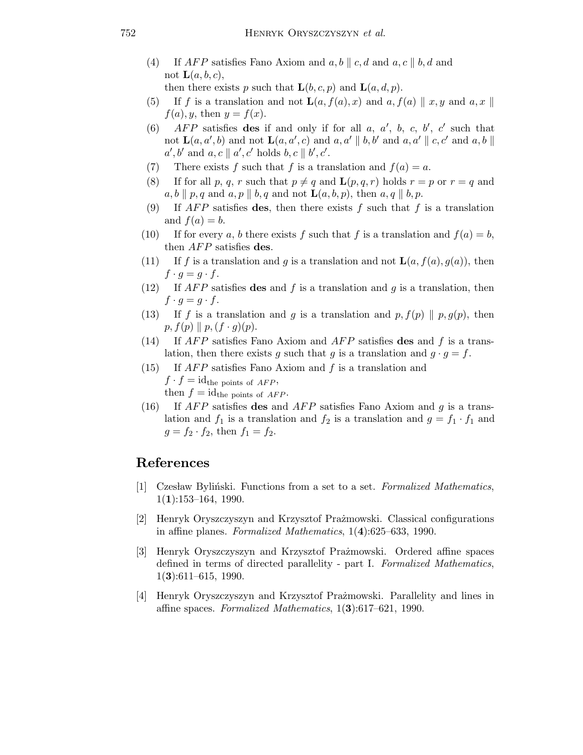(4) If $AFP$ satisfies Fano Axiom and $a, b \parallel c, d$ and $a, c \parallel b, d$ and not $\mathbf{L}(a, b, c)$,
then there exists $p$ such that $\mathbf{L}(b, c, p)$ and $\mathbf{L}(a, d, p)$.

(5) If $f$ is a translation and not $\mathbf{L}(a, f(a), x)$ and $a, f(a) \parallel x, y$ and $a, x \parallel f(a), y$, then $y = f(x)$.

(6) $AFP$ satisfies **des** if and only if for all $a$, $a'$, $b$, $c$, $b'$, $c'$ such that not $\mathbf{L}(a, a', b)$ and not $\mathbf{L}(a, a', c)$ and $a, a' \parallel b, b'$ and $a, a' \parallel c, c'$ and $a, b \parallel a', b'$ and $a, c \parallel a', c'$ holds $b, c \parallel b', c'$.

(7) There exists $f$ such that $f$ is a translation and $f(a) = a$.

(8) If for all $p$, $q$, $r$ such that $p \neq q$ and $\mathbf{L}(p, q, r)$ holds $r = p$ or $r = q$ and $a, b \parallel p, q$ and $a, p \parallel b, q$ and not $\mathbf{L}(a, b, p)$, then $a, q \parallel b, p$.

(9) If $AFP$ satisfies **des**, then there exists $f$ such that $f$ is a translation and $f(a) = b$.

(10) If for every $a$, $b$ there exists $f$ such that $f$ is a translation and $f(a) = b$, then $AFP$ satisfies **des**.

(11) If $f$ is a translation and $g$ is a translation and not $\mathbf{L}(a, f(a), g(a))$, then $f \cdot g = g \cdot f$.

(12) If $AFP$ satisfies **des** and $f$ is a translation and $g$ is a translation, then $f \cdot g = g \cdot f$.

(13) If $f$ is a translation and $g$ is a translation and $p, f(p) \parallel p, g(p)$, then $p, f(p) \parallel p, (f \cdot g)(p)$.

(14) If $AFP$ satisfies Fano Axiom and $AFP$ satisfies **des** and $f$ is a translation, then there exists $g$ such that $g$ is a translation and $g \cdot g = f$.

(15) If $AFP$ satisfies Fano Axiom and $f$ is a translation and $f \cdot f = \mathrm{id}_{\text{the points of } AFP}$,
then $f = \mathrm{id}_{\text{the points of } AFP}$.

(16) If $AFP$ satisfies **des** and $AFP$ satisfies Fano Axiom and $g$ is a translation and $f_1$ is a translation and $f_2$ is a translation and $g = f_1 \cdot f_1$ and $g = f_2 \cdot f_2$, then $f_1 = f_2$.

## References

[1] Czesław Byliński. Functions from a set to a set. *Formalized Mathematics*, 1(**1**):153–164, 1990.

[2] Henryk Oryszczyszyn and Krzysztof Prażmowski. Classical configurations in affine planes. *Formalized Mathematics*, 1(**4**):625–633, 1990.

[3] Henryk Oryszczyszyn and Krzysztof Prażmowski. Ordered affine spaces defined in terms of directed parallelity - part I. *Formalized Mathematics*, 1(**3**):611–615, 1990.

[4] Henryk Oryszczyszyn and Krzysztof Prażmowski. Parallelity and lines in affine spaces. *Formalized Mathematics*, 1(**3**):617–621, 1990.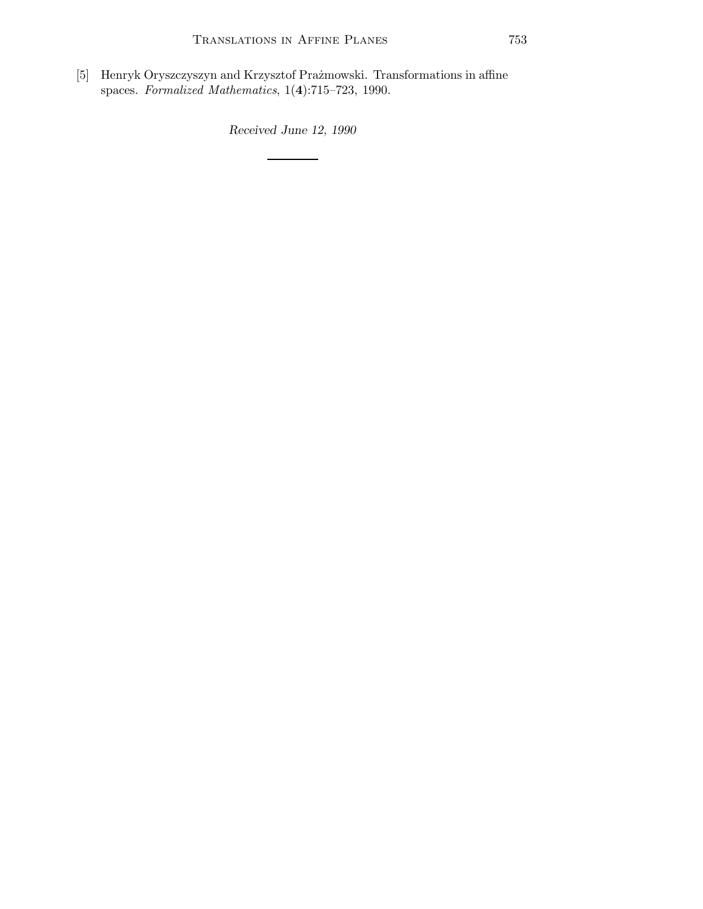[5] Henryk Oryszczyszyn and Krzysztof Prażmowski. Transformations in affine spaces. *Formalized Mathematics*, 1(**4**):715–723, 1990.

*Received June 12, 1990*